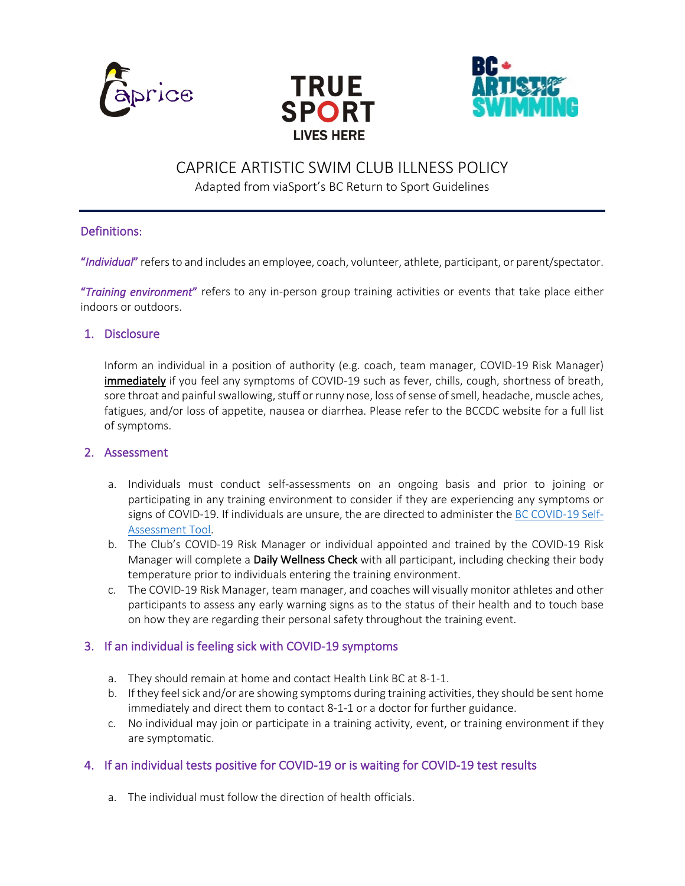# CAPRICE ARTISTIC SWIM CLUB ILLNESS POLICY

Adapted from viaSport's BC Return to Sport Guidelines

## Definitions:

***"Individual"*** refers to and includes an employee, coach, volunteer, athlete, participant, or parent/spectator.

***"Training environment"*** refers to any in-person group training activities or events that take place either indoors or outdoors.

## 1. Disclosure

Inform an individual in a position of authority (e.g. coach, team manager, COVID-19 Risk Manager) **immediately** if you feel any symptoms of COVID-19 such as fever, chills, cough, shortness of breath, sore throat and painful swallowing, stuff or runny nose, loss of sense of smell, headache, muscle aches, fatigues, and/or loss of appetite, nausea or diarrhea. Please refer to the BCCDC website for a full list of symptoms.

## 2. Assessment

a. Individuals must conduct self-assessments on an ongoing basis and prior to joining or participating in any training environment to consider if they are experiencing any symptoms or signs of COVID-19. If individuals are unsure, the are directed to administer the BC COVID-19 Self-Assessment Tool.
b. The Club's COVID-19 Risk Manager or individual appointed and trained by the COVID-19 Risk Manager will complete a **Daily Wellness Check** with all participant, including checking their body temperature prior to individuals entering the training environment.
c. The COVID-19 Risk Manager, team manager, and coaches will visually monitor athletes and other participants to assess any early warning signs as to the status of their health and to touch base on how they are regarding their personal safety throughout the training event.

## 3. If an individual is feeling sick with COVID-19 symptoms

a. They should remain at home and contact Health Link BC at 8-1-1.
b. If they feel sick and/or are showing symptoms during training activities, they should be sent home immediately and direct them to contact 8-1-1 or a doctor for further guidance.
c. No individual may join or participate in a training activity, event, or training environment if they are symptomatic.

## 4. If an individual tests positive for COVID-19 or is waiting for COVID-19 test results

a. The individual must follow the direction of health officials.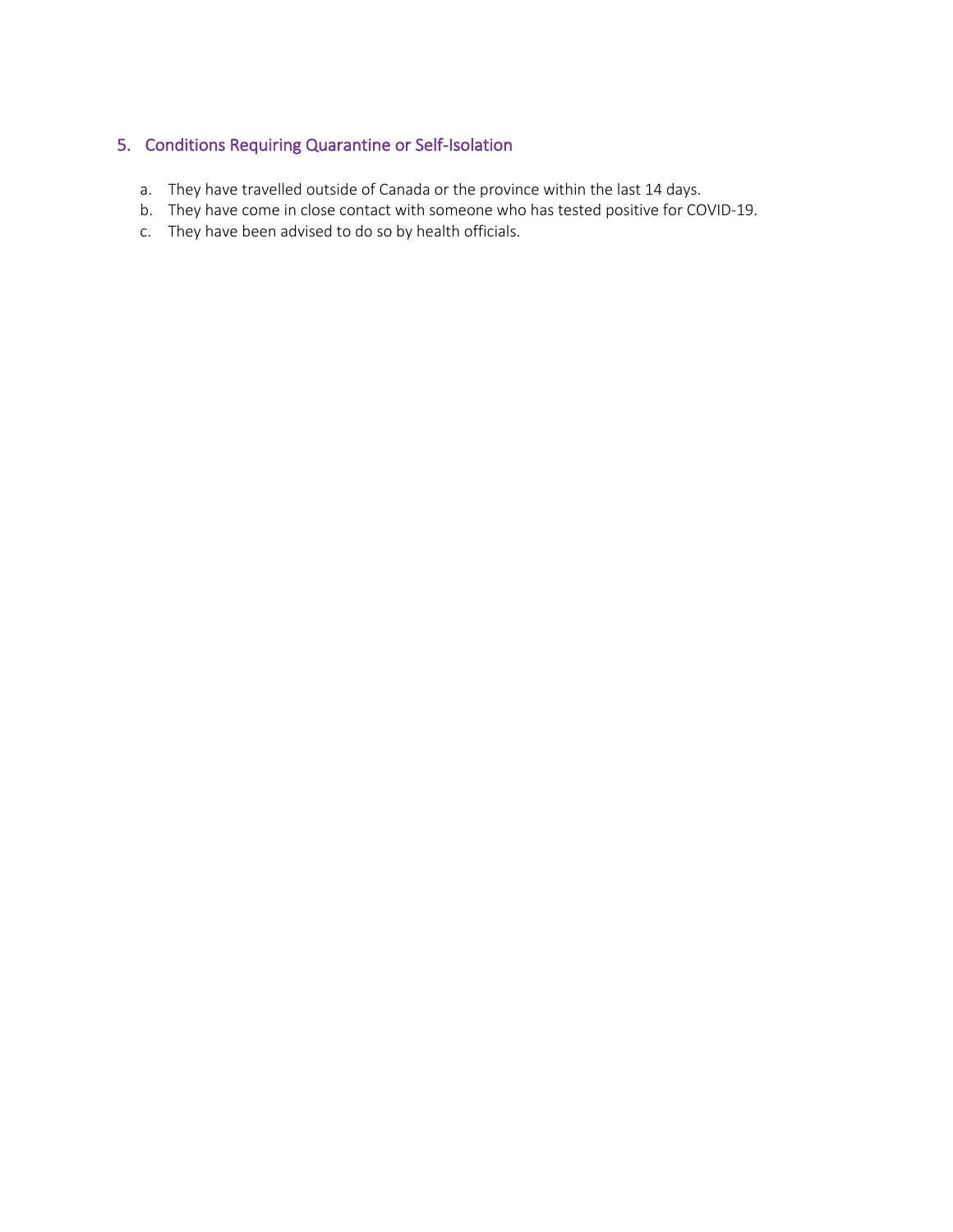## 5. Conditions Requiring Quarantine or Self-Isolation

a. They have travelled outside of Canada or the province within the last 14 days.
b. They have come in close contact with someone who has tested positive for COVID-19.
c. They have been advised to do so by health officials.